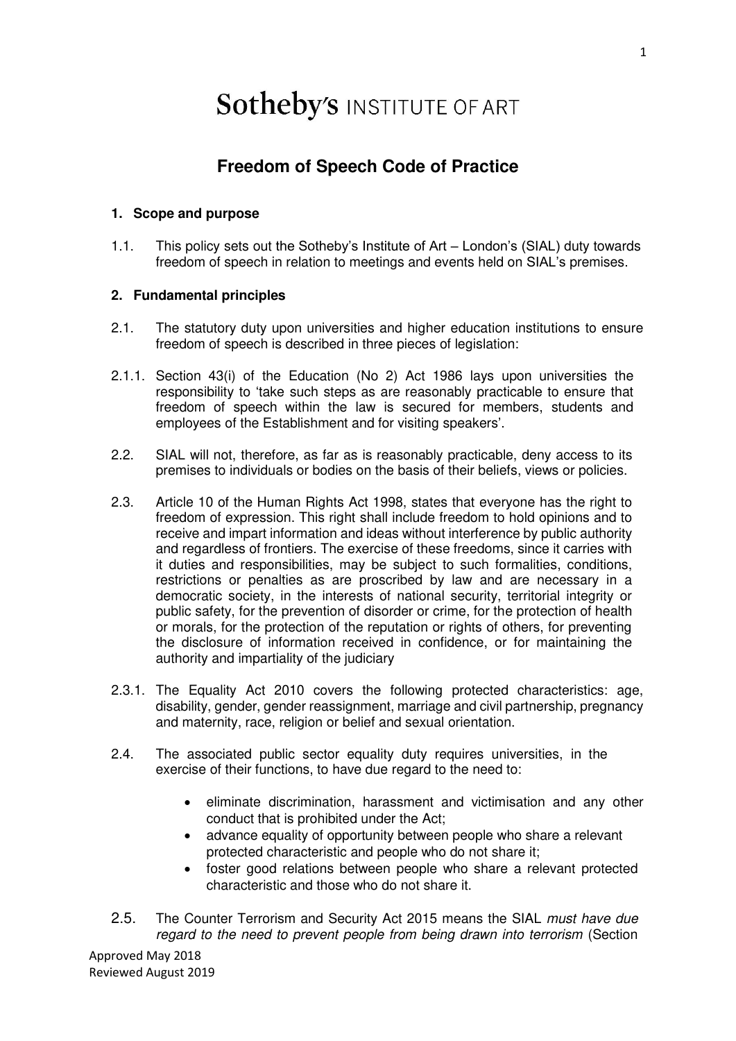# Sotheby's INSTITUTE OF ART

## Freedom of Speech Code of Practice

### 1. Scope and purpose

1.1. This policy sets out the Sotheby's Institute of Art – London's (SIAL) duty towards freedom of speech in relation to meetings and events held on SIAL's premises.

### 2. Fundamental principles

2.1. The statutory duty upon universities and higher education institutions to ensure freedom of speech is described in three pieces of legislation:

2.1.1. Section 43(i) of the Education (No 2) Act 1986 lays upon universities the responsibility to 'take such steps as are reasonably practicable to ensure that freedom of speech within the law is secured for members, students and employees of the Establishment and for visiting speakers'.

2.2. SIAL will not, therefore, as far as is reasonably practicable, deny access to its premises to individuals or bodies on the basis of their beliefs, views or policies.

2.3. Article 10 of the Human Rights Act 1998, states that everyone has the right to freedom of expression. This right shall include freedom to hold opinions and to receive and impart information and ideas without interference by public authority and regardless of frontiers. The exercise of these freedoms, since it carries with it duties and responsibilities, may be subject to such formalities, conditions, restrictions or penalties as are proscribed by law and are necessary in a democratic society, in the interests of national security, territorial integrity or public safety, for the prevention of disorder or crime, for the protection of health or morals, for the protection of the reputation or rights of others, for preventing the disclosure of information received in confidence, or for maintaining the authority and impartiality of the judiciary

2.3.1. The Equality Act 2010 covers the following protected characteristics: age, disability, gender, gender reassignment, marriage and civil partnership, pregnancy and maternity, race, religion or belief and sexual orientation.

2.4. The associated public sector equality duty requires universities, in the exercise of their functions, to have due regard to the need to:

- eliminate discrimination, harassment and victimisation and any other conduct that is prohibited under the Act;
- advance equality of opportunity between people who share a relevant protected characteristic and people who do not share it;
- foster good relations between people who share a relevant protected characteristic and those who do not share it.

2.5. The Counter Terrorism and Security Act 2015 means the SIAL *must have due regard to the need to prevent people from being drawn into terrorism* (Section

Approved May 2018
Reviewed August 2019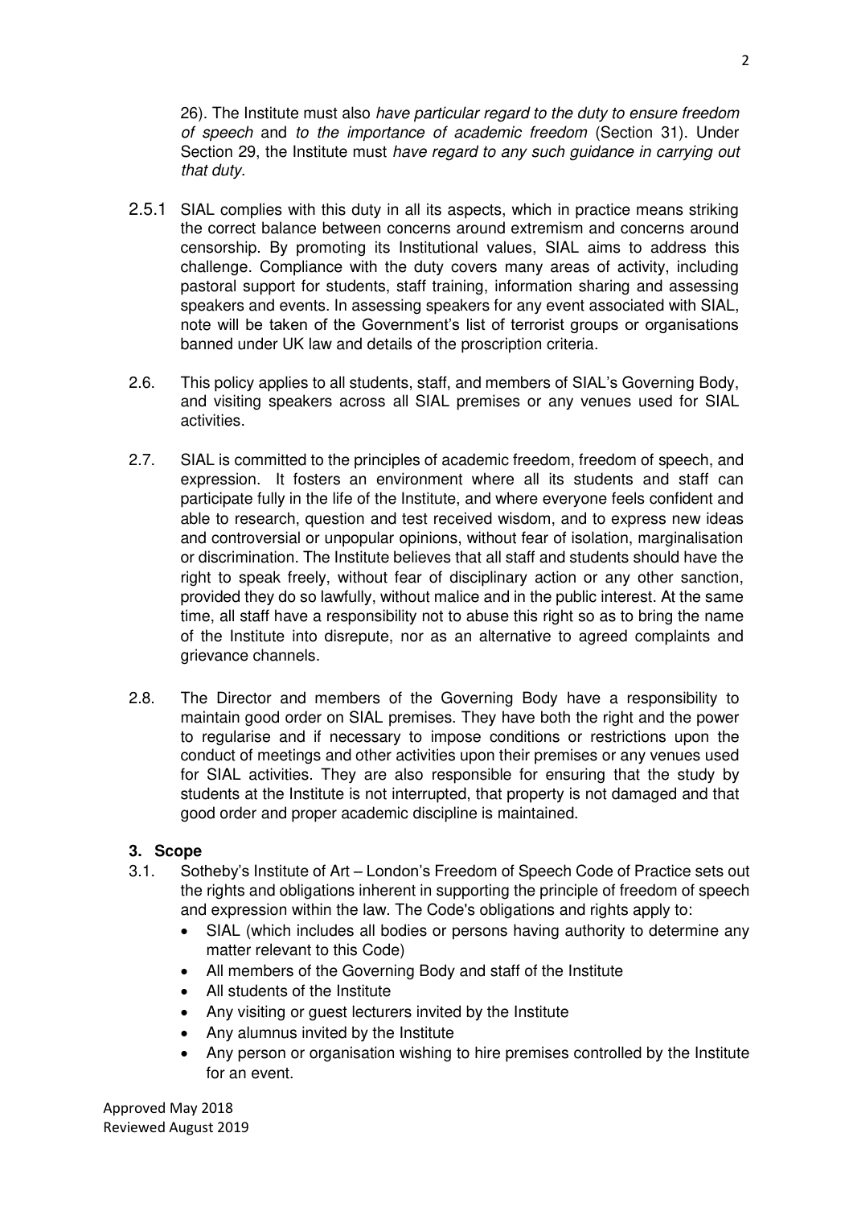26). The Institute must also *have particular regard to the duty to ensure freedom of speech* and *to the importance of academic freedom* (Section 31). Under Section 29, the Institute must *have regard to any such guidance in carrying out that duty.*

2.5.1 SIAL complies with this duty in all its aspects, which in practice means striking the correct balance between concerns around extremism and concerns around censorship. By promoting its Institutional values, SIAL aims to address this challenge. Compliance with the duty covers many areas of activity, including pastoral support for students, staff training, information sharing and assessing speakers and events. In assessing speakers for any event associated with SIAL, note will be taken of the Government's list of terrorist groups or organisations banned under UK law and details of the proscription criteria.

2.6. This policy applies to all students, staff, and members of SIAL's Governing Body, and visiting speakers across all SIAL premises or any venues used for SIAL activities.

2.7. SIAL is committed to the principles of academic freedom, freedom of speech, and expression. It fosters an environment where all its students and staff can participate fully in the life of the Institute, and where everyone feels confident and able to research, question and test received wisdom, and to express new ideas and controversial or unpopular opinions, without fear of isolation, marginalisation or discrimination. The Institute believes that all staff and students should have the right to speak freely, without fear of disciplinary action or any other sanction, provided they do so lawfully, without malice and in the public interest. At the same time, all staff have a responsibility not to abuse this right so as to bring the name of the Institute into disrepute, nor as an alternative to agreed complaints and grievance channels.

2.8. The Director and members of the Governing Body have a responsibility to maintain good order on SIAL premises. They have both the right and the power to regularise and if necessary to impose conditions or restrictions upon the conduct of meetings and other activities upon their premises or any venues used for SIAL activities. They are also responsible for ensuring that the study by students at the Institute is not interrupted, that property is not damaged and that good order and proper academic discipline is maintained.

## 3. Scope

3.1. Sotheby's Institute of Art – London's Freedom of Speech Code of Practice sets out the rights and obligations inherent in supporting the principle of freedom of speech and expression within the law. The Code's obligations and rights apply to:

- SIAL (which includes all bodies or persons having authority to determine any matter relevant to this Code)
- All members of the Governing Body and staff of the Institute
- All students of the Institute
- Any visiting or guest lecturers invited by the Institute
- Any alumnus invited by the Institute
- Any person or organisation wishing to hire premises controlled by the Institute for an event.

Approved May 2018
Reviewed August 2019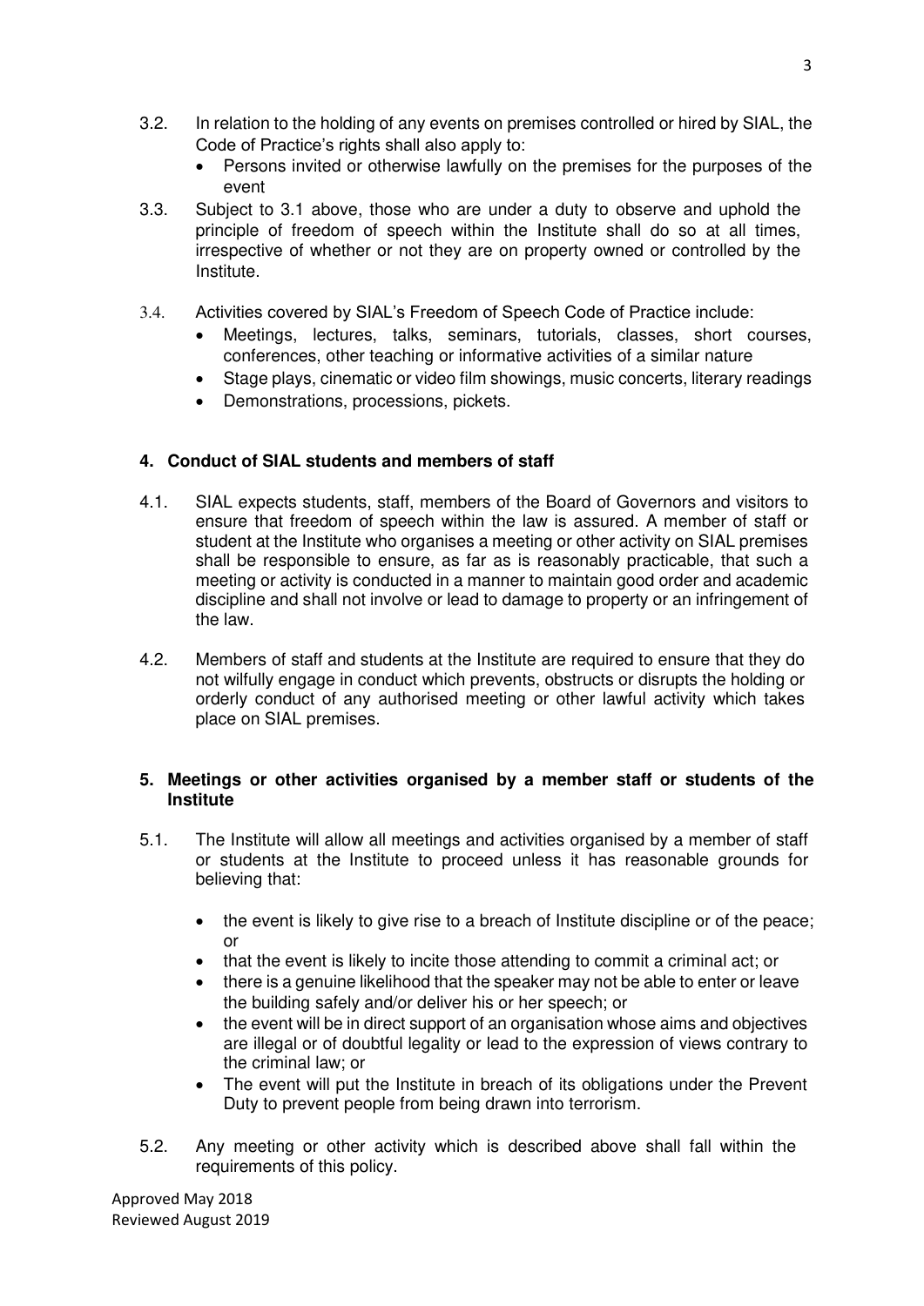3.2. In relation to the holding of any events on premises controlled or hired by SIAL, the Code of Practice's rights shall also apply to:

- Persons invited or otherwise lawfully on the premises for the purposes of the event

3.3. Subject to 3.1 above, those who are under a duty to observe and uphold the principle of freedom of speech within the Institute shall do so at all times, irrespective of whether or not they are on property owned or controlled by the Institute.

3.4. Activities covered by SIAL's Freedom of Speech Code of Practice include:

- Meetings, lectures, talks, seminars, tutorials, classes, short courses, conferences, other teaching or informative activities of a similar nature
- Stage plays, cinematic or video film showings, music concerts, literary readings
- Demonstrations, processions, pickets.

## 4. Conduct of SIAL students and members of staff

4.1. SIAL expects students, staff, members of the Board of Governors and visitors to ensure that freedom of speech within the law is assured. A member of staff or student at the Institute who organises a meeting or other activity on SIAL premises shall be responsible to ensure, as far as is reasonably practicable, that such a meeting or activity is conducted in a manner to maintain good order and academic discipline and shall not involve or lead to damage to property or an infringement of the law.

4.2. Members of staff and students at the Institute are required to ensure that they do not wilfully engage in conduct which prevents, obstructs or disrupts the holding or orderly conduct of any authorised meeting or other lawful activity which takes place on SIAL premises.

## 5. Meetings or other activities organised by a member staff or students of the Institute

5.1. The Institute will allow all meetings and activities organised by a member of staff or students at the Institute to proceed unless it has reasonable grounds for believing that:

- the event is likely to give rise to a breach of Institute discipline or of the peace; or
- that the event is likely to incite those attending to commit a criminal act; or
- there is a genuine likelihood that the speaker may not be able to enter or leave the building safely and/or deliver his or her speech; or
- the event will be in direct support of an organisation whose aims and objectives are illegal or of doubtful legality or lead to the expression of views contrary to the criminal law; or
- The event will put the Institute in breach of its obligations under the Prevent Duty to prevent people from being drawn into terrorism.

5.2. Any meeting or other activity which is described above shall fall within the requirements of this policy.

Approved May 2018
Reviewed August 2019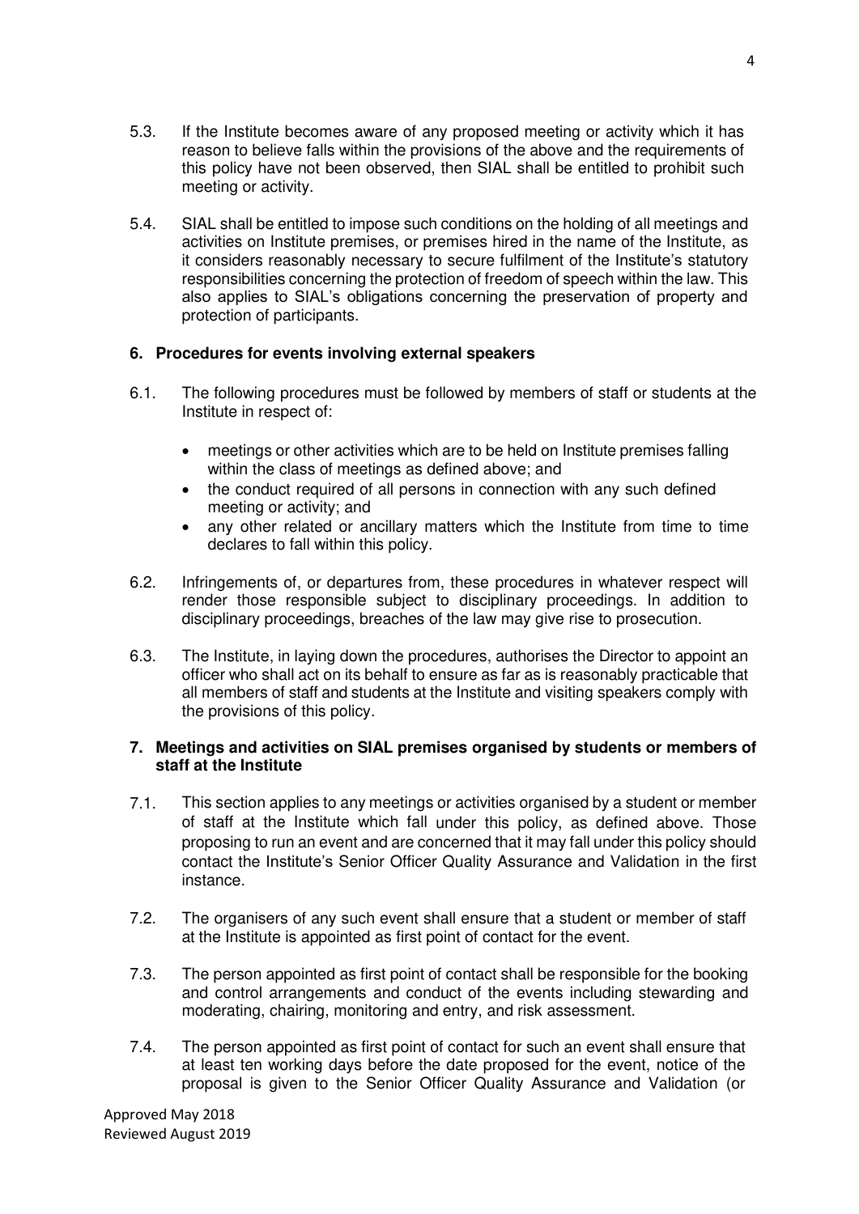5.3. If the Institute becomes aware of any proposed meeting or activity which it has reason to believe falls within the provisions of the above and the requirements of this policy have not been observed, then SIAL shall be entitled to prohibit such meeting or activity.

5.4. SIAL shall be entitled to impose such conditions on the holding of all meetings and activities on Institute premises, or premises hired in the name of the Institute, as it considers reasonably necessary to secure fulfilment of the Institute's statutory responsibilities concerning the protection of freedom of speech within the law. This also applies to SIAL's obligations concerning the preservation of property and protection of participants.

## 6. Procedures for events involving external speakers

6.1. The following procedures must be followed by members of staff or students at the Institute in respect of:

- meetings or other activities which are to be held on Institute premises falling within the class of meetings as defined above; and
- the conduct required of all persons in connection with any such defined meeting or activity; and
- any other related or ancillary matters which the Institute from time to time declares to fall within this policy.

6.2. Infringements of, or departures from, these procedures in whatever respect will render those responsible subject to disciplinary proceedings. In addition to disciplinary proceedings, breaches of the law may give rise to prosecution.

6.3. The Institute, in laying down the procedures, authorises the Director to appoint an officer who shall act on its behalf to ensure as far as is reasonably practicable that all members of staff and students at the Institute and visiting speakers comply with the provisions of this policy.

## 7. Meetings and activities on SIAL premises organised by students or members of staff at the Institute

7.1. This section applies to any meetings or activities organised by a student or member of staff at the Institute which fall under this policy, as defined above. Those proposing to run an event and are concerned that it may fall under this policy should contact the Institute's Senior Officer Quality Assurance and Validation in the first instance.

7.2. The organisers of any such event shall ensure that a student or member of staff at the Institute is appointed as first point of contact for the event.

7.3. The person appointed as first point of contact shall be responsible for the booking and control arrangements and conduct of the events including stewarding and moderating, chairing, monitoring and entry, and risk assessment.

7.4. The person appointed as first point of contact for such an event shall ensure that at least ten working days before the date proposed for the event, notice of the proposal is given to the Senior Officer Quality Assurance and Validation (or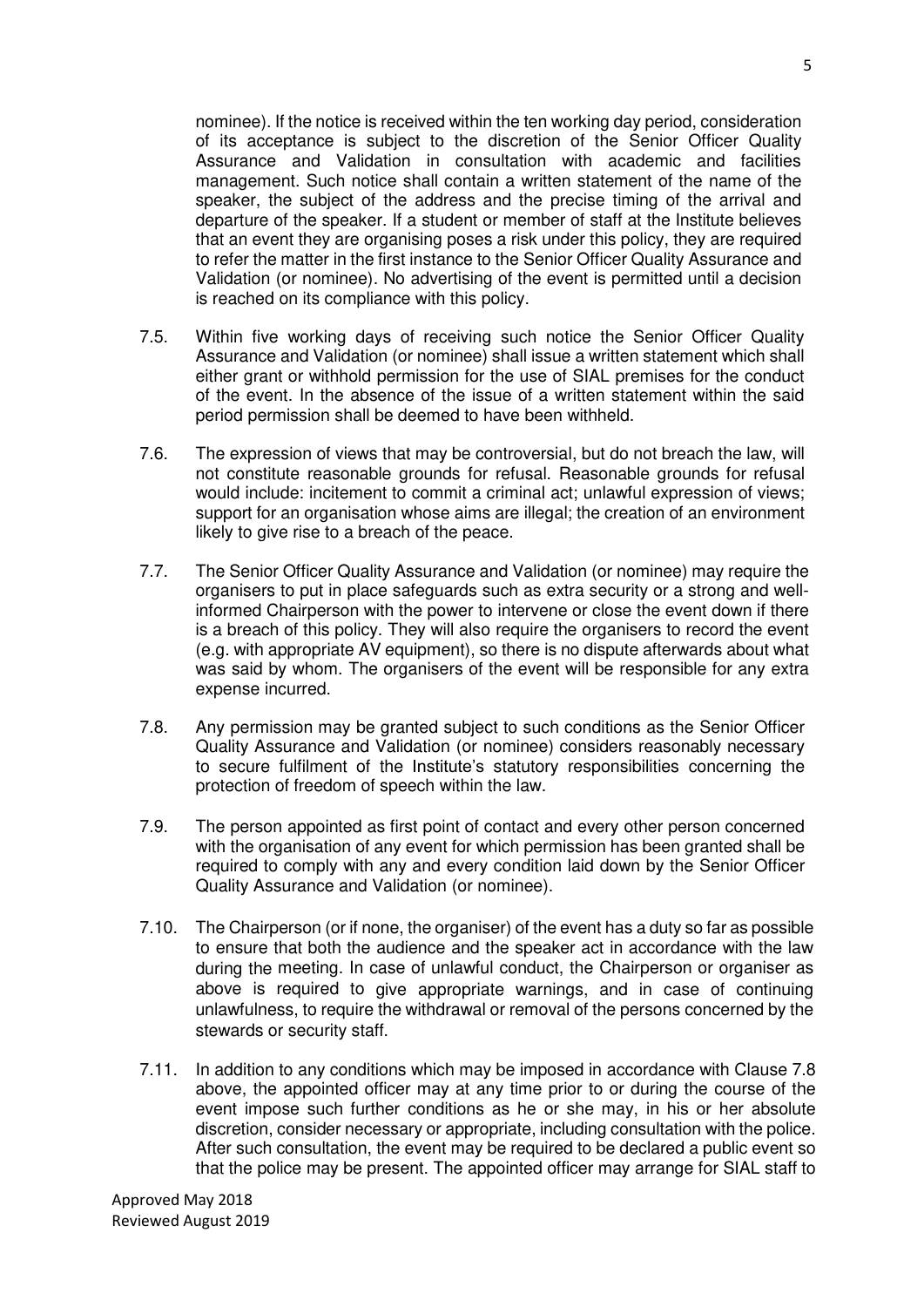nominee). If the notice is received within the ten working day period, consideration of its acceptance is subject to the discretion of the Senior Officer Quality Assurance and Validation in consultation with academic and facilities management. Such notice shall contain a written statement of the name of the speaker, the subject of the address and the precise timing of the arrival and departure of the speaker. If a student or member of staff at the Institute believes that an event they are organising poses a risk under this policy, they are required to refer the matter in the first instance to the Senior Officer Quality Assurance and Validation (or nominee). No advertising of the event is permitted until a decision is reached on its compliance with this policy.

7.5. Within five working days of receiving such notice the Senior Officer Quality Assurance and Validation (or nominee) shall issue a written statement which shall either grant or withhold permission for the use of SIAL premises for the conduct of the event. In the absence of the issue of a written statement within the said period permission shall be deemed to have been withheld.

7.6. The expression of views that may be controversial, but do not breach the law, will not constitute reasonable grounds for refusal. Reasonable grounds for refusal would include: incitement to commit a criminal act; unlawful expression of views; support for an organisation whose aims are illegal; the creation of an environment likely to give rise to a breach of the peace.

7.7. The Senior Officer Quality Assurance and Validation (or nominee) may require the organisers to put in place safeguards such as extra security or a strong and well-informed Chairperson with the power to intervene or close the event down if there is a breach of this policy. They will also require the organisers to record the event (e.g. with appropriate AV equipment), so there is no dispute afterwards about what was said by whom. The organisers of the event will be responsible for any extra expense incurred.

7.8. Any permission may be granted subject to such conditions as the Senior Officer Quality Assurance and Validation (or nominee) considers reasonably necessary to secure fulfilment of the Institute's statutory responsibilities concerning the protection of freedom of speech within the law.

7.9. The person appointed as first point of contact and every other person concerned with the organisation of any event for which permission has been granted shall be required to comply with any and every condition laid down by the Senior Officer Quality Assurance and Validation (or nominee).

7.10. The Chairperson (or if none, the organiser) of the event has a duty so far as possible to ensure that both the audience and the speaker act in accordance with the law during the meeting. In case of unlawful conduct, the Chairperson or organiser as above is required to give appropriate warnings, and in case of continuing unlawfulness, to require the withdrawal or removal of the persons concerned by the stewards or security staff.

7.11. In addition to any conditions which may be imposed in accordance with Clause 7.8 above, the appointed officer may at any time prior to or during the course of the event impose such further conditions as he or she may, in his or her absolute discretion, consider necessary or appropriate, including consultation with the police. After such consultation, the event may be required to be declared a public event so that the police may be present. The appointed officer may arrange for SIAL staff to

Approved May 2018
Reviewed August 2019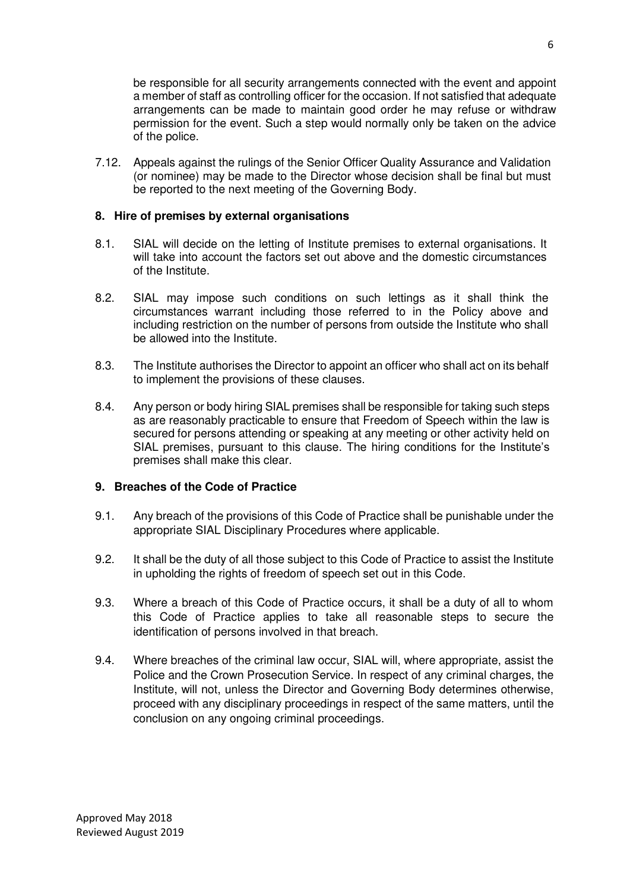be responsible for all security arrangements connected with the event and appoint a member of staff as controlling officer for the occasion. If not satisfied that adequate arrangements can be made to maintain good order he may refuse or withdraw permission for the event. Such a step would normally only be taken on the advice of the police.

7.12. Appeals against the rulings of the Senior Officer Quality Assurance and Validation (or nominee) may be made to the Director whose decision shall be final but must be reported to the next meeting of the Governing Body.

## 8. Hire of premises by external organisations

8.1. SIAL will decide on the letting of Institute premises to external organisations. It will take into account the factors set out above and the domestic circumstances of the Institute.

8.2. SIAL may impose such conditions on such lettings as it shall think the circumstances warrant including those referred to in the Policy above and including restriction on the number of persons from outside the Institute who shall be allowed into the Institute.

8.3. The Institute authorises the Director to appoint an officer who shall act on its behalf to implement the provisions of these clauses.

8.4. Any person or body hiring SIAL premises shall be responsible for taking such steps as are reasonably practicable to ensure that Freedom of Speech within the law is secured for persons attending or speaking at any meeting or other activity held on SIAL premises, pursuant to this clause. The hiring conditions for the Institute's premises shall make this clear.

## 9. Breaches of the Code of Practice

9.1. Any breach of the provisions of this Code of Practice shall be punishable under the appropriate SIAL Disciplinary Procedures where applicable.

9.2. It shall be the duty of all those subject to this Code of Practice to assist the Institute in upholding the rights of freedom of speech set out in this Code.

9.3. Where a breach of this Code of Practice occurs, it shall be a duty of all to whom this Code of Practice applies to take all reasonable steps to secure the identification of persons involved in that breach.

9.4. Where breaches of the criminal law occur, SIAL will, where appropriate, assist the Police and the Crown Prosecution Service. In respect of any criminal charges, the Institute, will not, unless the Director and Governing Body determines otherwise, proceed with any disciplinary proceedings in respect of the same matters, until the conclusion on any ongoing criminal proceedings.

Approved May 2018
Reviewed August 2019